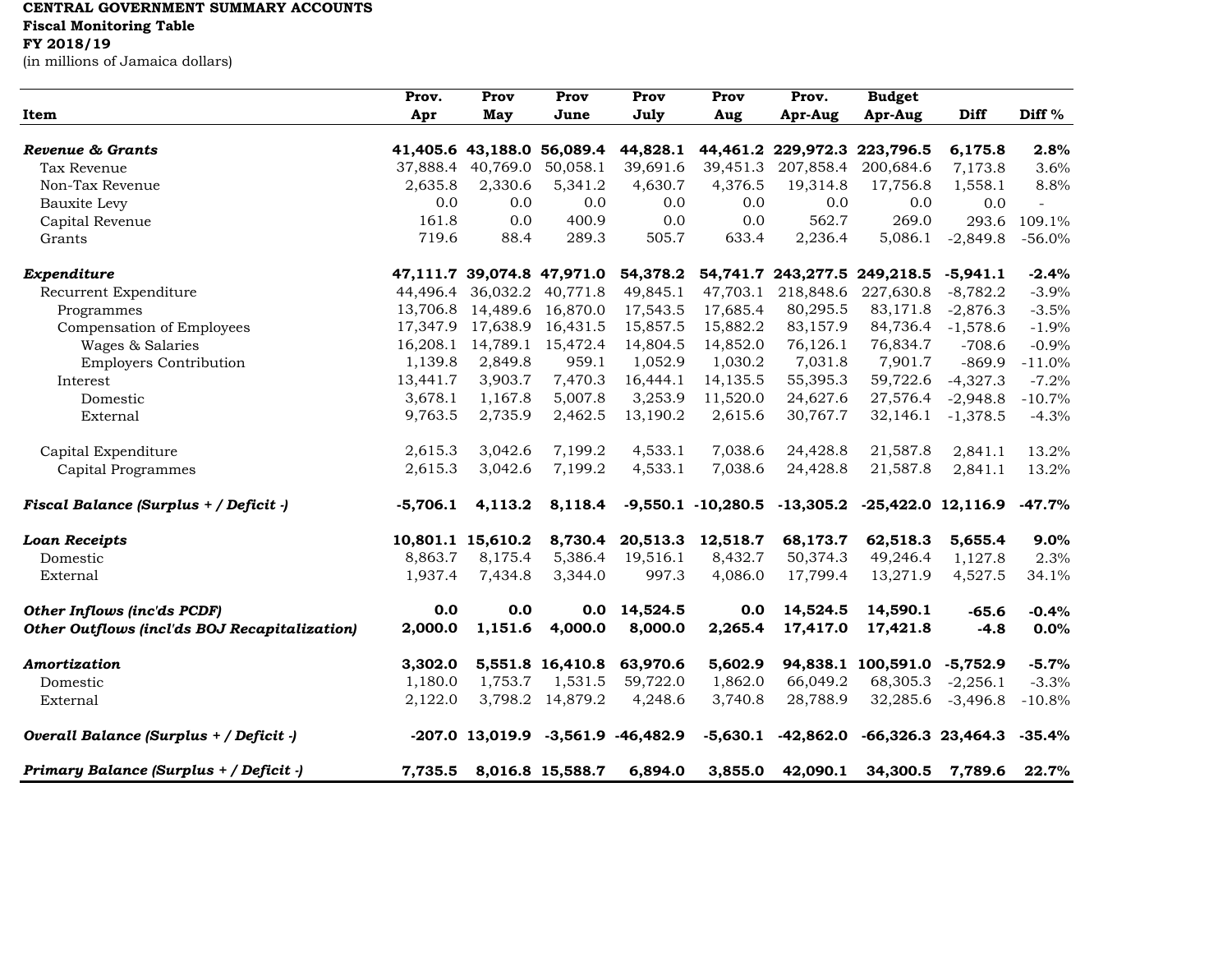**CENTRAL GOVERNMENT SUMMARY ACCOUNTS**
**Fiscal Monitoring Table**
**FY 2018/19**
(in millions of Jamaica dollars)

| Item | Prov. Apr | Prov May | Prov June | Prov July | Prov Aug | Prov. Apr-Aug | Budget Apr-Aug | Diff | Diff % |
|---|---|---|---|---|---|---|---|---|---|
| ***Revenue & Grants*** | **41,405.6** | **43,188.0** | **56,089.4** | **44,828.1** | **44,461.2** | **229,972.3** | **223,796.5** | **6,175.8** | **2.8%** |
| Tax Revenue | 37,888.4 | 40,769.0 | 50,058.1 | 39,691.6 | 39,451.3 | 207,858.4 | 200,684.6 | 7,173.8 | 3.6% |
| Non-Tax Revenue | 2,635.8 | 2,330.6 | 5,341.2 | 4,630.7 | 4,376.5 | 19,314.8 | 17,756.8 | 1,558.1 | 8.8% |
| Bauxite Levy | 0.0 | 0.0 | 0.0 | 0.0 | 0.0 | 0.0 | 0.0 | 0.0 | - |
| Capital Revenue | 161.8 | 0.0 | 400.9 | 0.0 | 0.0 | 562.7 | 269.0 | 293.6 | 109.1% |
| Grants | 719.6 | 88.4 | 289.3 | 505.7 | 633.4 | 2,236.4 | 5,086.1 | -2,849.8 | -56.0% |
| | | | | | | | | | |
| ***Expenditure*** | **47,111.7** | **39,074.8** | **47,971.0** | **54,378.2** | **54,741.7** | **243,277.5** | **249,218.5** | **-5,941.1** | **-2.4%** |
| Recurrent Expenditure | 44,496.4 | 36,032.2 | 40,771.8 | 49,845.1 | 47,703.1 | 218,848.6 | 227,630.8 | -8,782.2 | -3.9% |
| Programmes | 13,706.8 | 14,489.6 | 16,870.0 | 17,543.5 | 17,685.4 | 80,295.5 | 83,171.8 | -2,876.3 | -3.5% |
| Compensation of Employees | 17,347.9 | 17,638.9 | 16,431.5 | 15,857.5 | 15,882.2 | 83,157.9 | 84,736.4 | -1,578.6 | -1.9% |
| Wages & Salaries | 16,208.1 | 14,789.1 | 15,472.4 | 14,804.5 | 14,852.0 | 76,126.1 | 76,834.7 | -708.6 | -0.9% |
| Employers Contribution | 1,139.8 | 2,849.8 | 959.1 | 1,052.9 | 1,030.2 | 7,031.8 | 7,901.7 | -869.9 | -11.0% |
| Interest | 13,441.7 | 3,903.7 | 7,470.3 | 16,444.1 | 14,135.5 | 55,395.3 | 59,722.6 | -4,327.3 | -7.2% |
| Domestic | 3,678.1 | 1,167.8 | 5,007.8 | 3,253.9 | 11,520.0 | 24,627.6 | 27,576.4 | -2,948.8 | -10.7% |
| External | 9,763.5 | 2,735.9 | 2,462.5 | 13,190.2 | 2,615.6 | 30,767.7 | 32,146.1 | -1,378.5 | -4.3% |
| | | | | | | | | | |
| Capital Expenditure | 2,615.3 | 3,042.6 | 7,199.2 | 4,533.1 | 7,038.6 | 24,428.8 | 21,587.8 | 2,841.1 | 13.2% |
| Capital Programmes | 2,615.3 | 3,042.6 | 7,199.2 | 4,533.1 | 7,038.6 | 24,428.8 | 21,587.8 | 2,841.1 | 13.2% |
| | | | | | | | | | |
| ***Fiscal Balance (Surplus + / Deficit -)*** | **-5,706.1** | **4,113.2** | **8,118.4** | **-9,550.1** | **-10,280.5** | **-13,305.2** | **-25,422.0** | **12,116.9** | **-47.7%** |
| | | | | | | | | | |
| ***Loan Receipts*** | **10,801.1** | **15,610.2** | **8,730.4** | **20,513.3** | **12,518.7** | **68,173.7** | **62,518.3** | **5,655.4** | **9.0%** |
| Domestic | 8,863.7 | 8,175.4 | 5,386.4 | 19,516.1 | 8,432.7 | 50,374.3 | 49,246.4 | 1,127.8 | 2.3% |
| External | 1,937.4 | 7,434.8 | 3,344.0 | 997.3 | 4,086.0 | 17,799.4 | 13,271.9 | 4,527.5 | 34.1% |
| | | | | | | | | | |
| ***Other Inflows (inc'ds PCDF)*** | **0.0** | **0.0** | **0.0** | **14,524.5** | **0.0** | **14,524.5** | **14,590.1** | **-65.6** | **-0.4%** |
| ***Other Outflows (incl'ds BOJ Recapitalization)*** | **2,000.0** | **1,151.6** | **4,000.0** | **8,000.0** | **2,265.4** | **17,417.0** | **17,421.8** | **-4.8** | **0.0%** |
| | | | | | | | | | |
| ***Amortization*** | **3,302.0** | **5,551.8** | **16,410.8** | **63,970.6** | **5,602.9** | **94,838.1** | **100,591.0** | **-5,752.9** | **-5.7%** |
| Domestic | 1,180.0 | 1,753.7 | 1,531.5 | 59,722.0 | 1,862.0 | 66,049.2 | 68,305.3 | -2,256.1 | -3.3% |
| External | 2,122.0 | 3,798.2 | 14,879.2 | 4,248.6 | 3,740.8 | 28,788.9 | 32,285.6 | -3,496.8 | -10.8% |
| | | | | | | | | | |
| ***Overall Balance (Surplus + / Deficit -)*** | **-207.0** | **13,019.9** | **-3,561.9** | **-46,482.9** | **-5,630.1** | **-42,862.0** | **-66,326.3** | **23,464.3** | **-35.4%** |
| | | | | | | | | | |
| ***Primary Balance (Surplus + / Deficit -)*** | **7,735.5** | **8,016.8** | **15,588.7** | **6,894.0** | **3,855.0** | **42,090.1** | **34,300.5** | **7,789.6** | **22.7%** |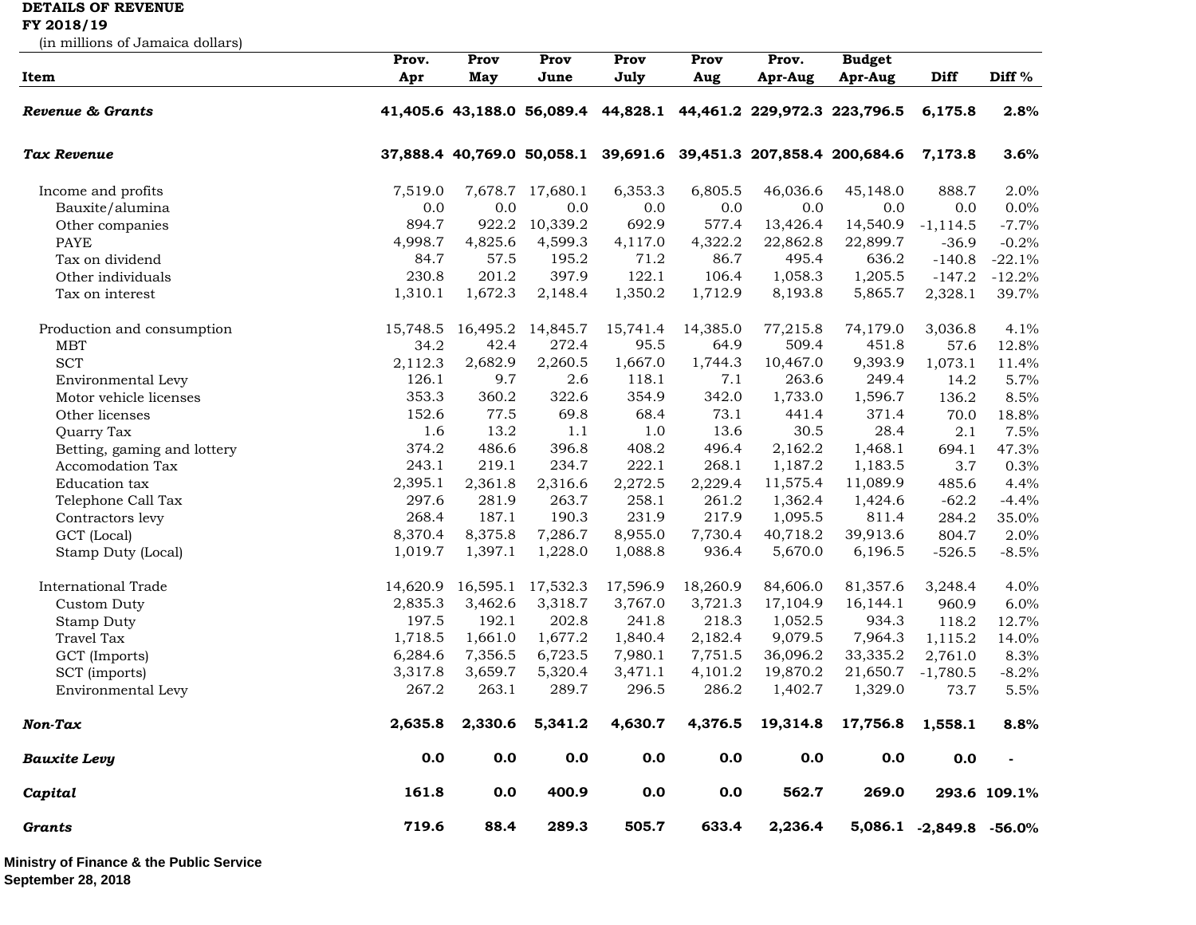**DETAILS OF REVENUE**
**FY 2018/19**
(in millions of Jamaica dollars)

| Item | Prov. Apr | Prov May | Prov June | Prov July | Prov Aug | Prov. Apr-Aug | Budget Apr-Aug | Diff | Diff % |
|---|---|---|---|---|---|---|---|---|---|
| ***Revenue & Grants*** | **41,405.6** | **43,188.0** | **56,089.4** | **44,828.1** | **44,461.2** | **229,972.3** | **223,796.5** | **6,175.8** | **2.8%** |
| ***Tax Revenue*** | **37,888.4** | **40,769.0** | **50,058.1** | **39,691.6** | **39,451.3** | **207,858.4** | **200,684.6** | **7,173.8** | **3.6%** |
| Income and profits | 7,519.0 | 7,678.7 | 17,680.1 | 6,353.3 | 6,805.5 | 46,036.6 | 45,148.0 | 888.7 | 2.0% |
| Bauxite/alumina | 0.0 | 0.0 | 0.0 | 0.0 | 0.0 | 0.0 | 0.0 | 0.0 | 0.0% |
| Other companies | 894.7 | 922.2 | 10,339.2 | 692.9 | 577.4 | 13,426.4 | 14,540.9 | -1,114.5 | -7.7% |
| PAYE | 4,998.7 | 4,825.6 | 4,599.3 | 4,117.0 | 4,322.2 | 22,862.8 | 22,899.7 | -36.9 | -0.2% |
| Tax on dividend | 84.7 | 57.5 | 195.2 | 71.2 | 86.7 | 495.4 | 636.2 | -140.8 | -22.1% |
| Other individuals | 230.8 | 201.2 | 397.9 | 122.1 | 106.4 | 1,058.3 | 1,205.5 | -147.2 | -12.2% |
| Tax on interest | 1,310.1 | 1,672.3 | 2,148.4 | 1,350.2 | 1,712.9 | 8,193.8 | 5,865.7 | 2,328.1 | 39.7% |
| Production and consumption | 15,748.5 | 16,495.2 | 14,845.7 | 15,741.4 | 14,385.0 | 77,215.8 | 74,179.0 | 3,036.8 | 4.1% |
| MBT | 34.2 | 42.4 | 272.4 | 95.5 | 64.9 | 509.4 | 451.8 | 57.6 | 12.8% |
| SCT | 2,112.3 | 2,682.9 | 2,260.5 | 1,667.0 | 1,744.3 | 10,467.0 | 9,393.9 | 1,073.1 | 11.4% |
| Environmental Levy | 126.1 | 9.7 | 2.6 | 118.1 | 7.1 | 263.6 | 249.4 | 14.2 | 5.7% |
| Motor vehicle licenses | 353.3 | 360.2 | 322.6 | 354.9 | 342.0 | 1,733.0 | 1,596.7 | 136.2 | 8.5% |
| Other licenses | 152.6 | 77.5 | 69.8 | 68.4 | 73.1 | 441.4 | 371.4 | 70.0 | 18.8% |
| Quarry Tax | 1.6 | 13.2 | 1.1 | 1.0 | 13.6 | 30.5 | 28.4 | 2.1 | 7.5% |
| Betting, gaming and lottery | 374.2 | 486.6 | 396.8 | 408.2 | 496.4 | 2,162.2 | 1,468.1 | 694.1 | 47.3% |
| Accomodation Tax | 243.1 | 219.1 | 234.7 | 222.1 | 268.1 | 1,187.2 | 1,183.5 | 3.7 | 0.3% |
| Education tax | 2,395.1 | 2,361.8 | 2,316.6 | 2,272.5 | 2,229.4 | 11,575.4 | 11,089.9 | 485.6 | 4.4% |
| Telephone Call Tax | 297.6 | 281.9 | 263.7 | 258.1 | 261.2 | 1,362.4 | 1,424.6 | -62.2 | -4.4% |
| Contractors levy | 268.4 | 187.1 | 190.3 | 231.9 | 217.9 | 1,095.5 | 811.4 | 284.2 | 35.0% |
| GCT (Local) | 8,370.4 | 8,375.8 | 7,286.7 | 8,955.0 | 7,730.4 | 40,718.2 | 39,913.6 | 804.7 | 2.0% |
| Stamp Duty (Local) | 1,019.7 | 1,397.1 | 1,228.0 | 1,088.8 | 936.4 | 5,670.0 | 6,196.5 | -526.5 | -8.5% |
| International Trade | 14,620.9 | 16,595.1 | 17,532.3 | 17,596.9 | 18,260.9 | 84,606.0 | 81,357.6 | 3,248.4 | 4.0% |
| Custom Duty | 2,835.3 | 3,462.6 | 3,318.7 | 3,767.0 | 3,721.3 | 17,104.9 | 16,144.1 | 960.9 | 6.0% |
| Stamp Duty | 197.5 | 192.1 | 202.8 | 241.8 | 218.3 | 1,052.5 | 934.3 | 118.2 | 12.7% |
| Travel Tax | 1,718.5 | 1,661.0 | 1,677.2 | 1,840.4 | 2,182.4 | 9,079.5 | 7,964.3 | 1,115.2 | 14.0% |
| GCT (Imports) | 6,284.6 | 7,356.5 | 6,723.5 | 7,980.1 | 7,751.5 | 36,096.2 | 33,335.2 | 2,761.0 | 8.3% |
| SCT (imports) | 3,317.8 | 3,659.7 | 5,320.4 | 3,471.1 | 4,101.2 | 19,870.2 | 21,650.7 | -1,780.5 | -8.2% |
| Environmental Levy | 267.2 | 263.1 | 289.7 | 296.5 | 286.2 | 1,402.7 | 1,329.0 | 73.7 | 5.5% |
| ***Non-Tax*** | **2,635.8** | **2,330.6** | **5,341.2** | **4,630.7** | **4,376.5** | **19,314.8** | **17,756.8** | **1,558.1** | **8.8%** |
| ***Bauxite Levy*** | **0.0** | **0.0** | **0.0** | **0.0** | **0.0** | **0.0** | **0.0** | **0.0** | **-** |
| ***Capital*** | **161.8** | **0.0** | **400.9** | **0.0** | **0.0** | **562.7** | **269.0** | **293.6** | **109.1%** |
| ***Grants*** | **719.6** | **88.4** | **289.3** | **505.7** | **633.4** | **2,236.4** | **5,086.1** | **-2,849.8** | **-56.0%** |

**Ministry of Finance & the Public Service**
**September 28, 2018**